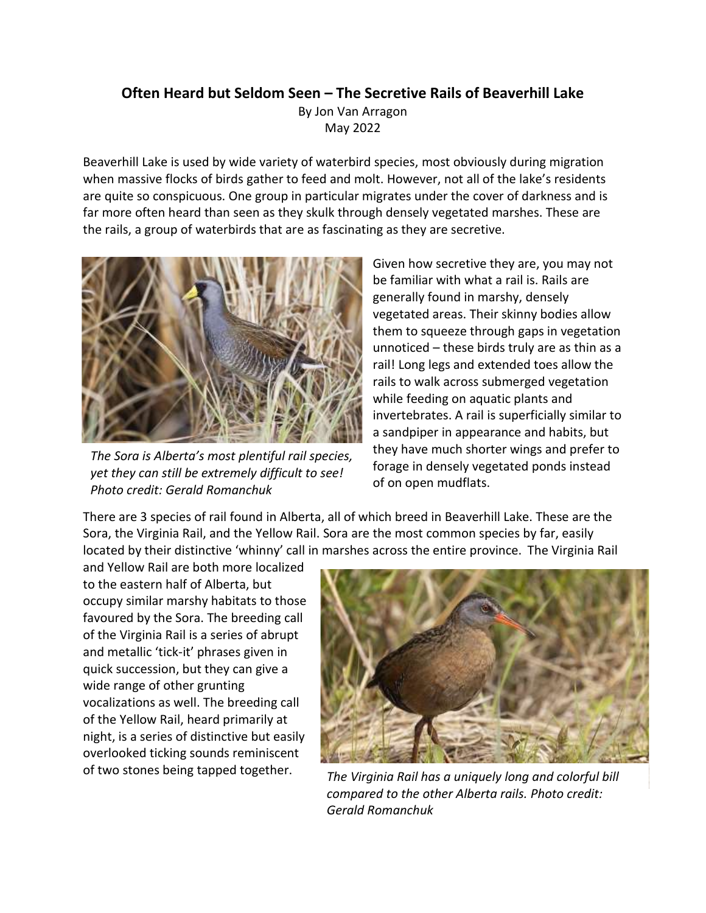# Often Heard but Seldom Seen – The Secretive Rails of Beaverhill Lake

By Jon Van Arragon

May 2022

Beaverhill Lake is used by wide variety of waterbird species, most obviously during migration when massive flocks of birds gather to feed and molt. However, not all of the lake's residents are quite so conspicuous. One group in particular migrates under the cover of darkness and is far more often heard than seen as they skulk through densely vegetated marshes. These are the rails, a group of waterbirds that are as fascinating as they are secretive.

*The Sora is Alberta's most plentiful rail species, yet they can still be extremely difficult to see! Photo credit: Gerald Romanchuk*

Given how secretive they are, you may not be familiar with what a rail is. Rails are generally found in marshy, densely vegetated areas. Their skinny bodies allow them to squeeze through gaps in vegetation unnoticed – these birds truly are as thin as a rail! Long legs and extended toes allow the rails to walk across submerged vegetation while feeding on aquatic plants and invertebrates. A rail is superficially similar to a sandpiper in appearance and habits, but they have much shorter wings and prefer to forage in densely vegetated ponds instead of on open mudflats.

There are 3 species of rail found in Alberta, all of which breed in Beaverhill Lake. These are the Sora, the Virginia Rail, and the Yellow Rail. Sora are the most common species by far, easily located by their distinctive 'whinny' call in marshes across the entire province. The Virginia Rail and Yellow Rail are both more localized to the eastern half of Alberta, but occupy similar marshy habitats to those favoured by the Sora. The breeding call of the Virginia Rail is a series of abrupt and metallic 'tick-it' phrases given in quick succession, but they can give a wide range of other grunting vocalizations as well. The breeding call of the Yellow Rail, heard primarily at night, is a series of distinctive but easily overlooked ticking sounds reminiscent of two stones being tapped together.

*The Virginia Rail has a uniquely long and colorful bill compared to the other Alberta rails. Photo credit: Gerald Romanchuk*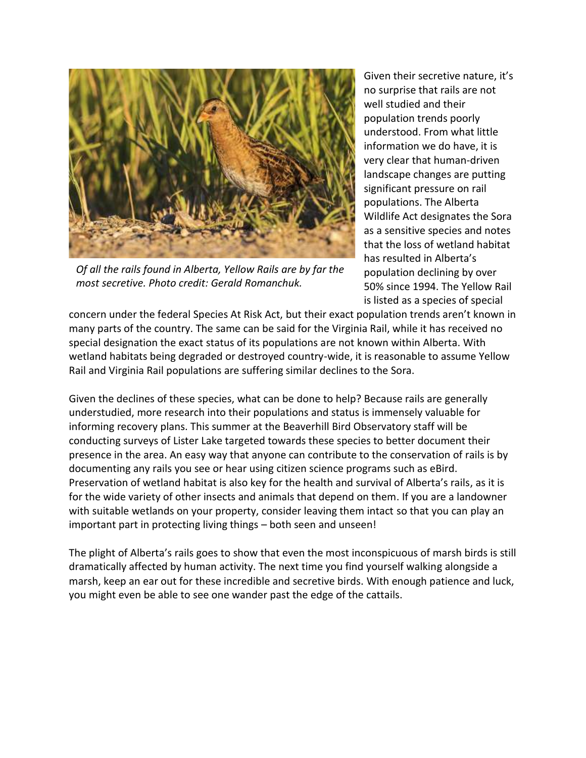*Of all the rails found in Alberta, Yellow Rails are by far the most secretive. Photo credit: Gerald Romanchuk.*

Given their secretive nature, it's no surprise that rails are not well studied and their population trends poorly understood. From what little information we do have, it is very clear that human-driven landscape changes are putting significant pressure on rail populations. The Alberta Wildlife Act designates the Sora as a sensitive species and notes that the loss of wetland habitat has resulted in Alberta's population declining by over 50% since 1994. The Yellow Rail is listed as a species of special concern under the federal Species At Risk Act, but their exact population trends aren't known in many parts of the country. The same can be said for the Virginia Rail, while it has received no special designation the exact status of its populations are not known within Alberta. With wetland habitats being degraded or destroyed country-wide, it is reasonable to assume Yellow Rail and Virginia Rail populations are suffering similar declines to the Sora.

Given the declines of these species, what can be done to help? Because rails are generally understudied, more research into their populations and status is immensely valuable for informing recovery plans. This summer at the Beaverhill Bird Observatory staff will be conducting surveys of Lister Lake targeted towards these species to better document their presence in the area. An easy way that anyone can contribute to the conservation of rails is by documenting any rails you see or hear using citizen science programs such as eBird. Preservation of wetland habitat is also key for the health and survival of Alberta's rails, as it is for the wide variety of other insects and animals that depend on them. If you are a landowner with suitable wetlands on your property, consider leaving them intact so that you can play an important part in protecting living things – both seen and unseen!

The plight of Alberta's rails goes to show that even the most inconspicuous of marsh birds is still dramatically affected by human activity. The next time you find yourself walking alongside a marsh, keep an ear out for these incredible and secretive birds. With enough patience and luck, you might even be able to see one wander past the edge of the cattails.